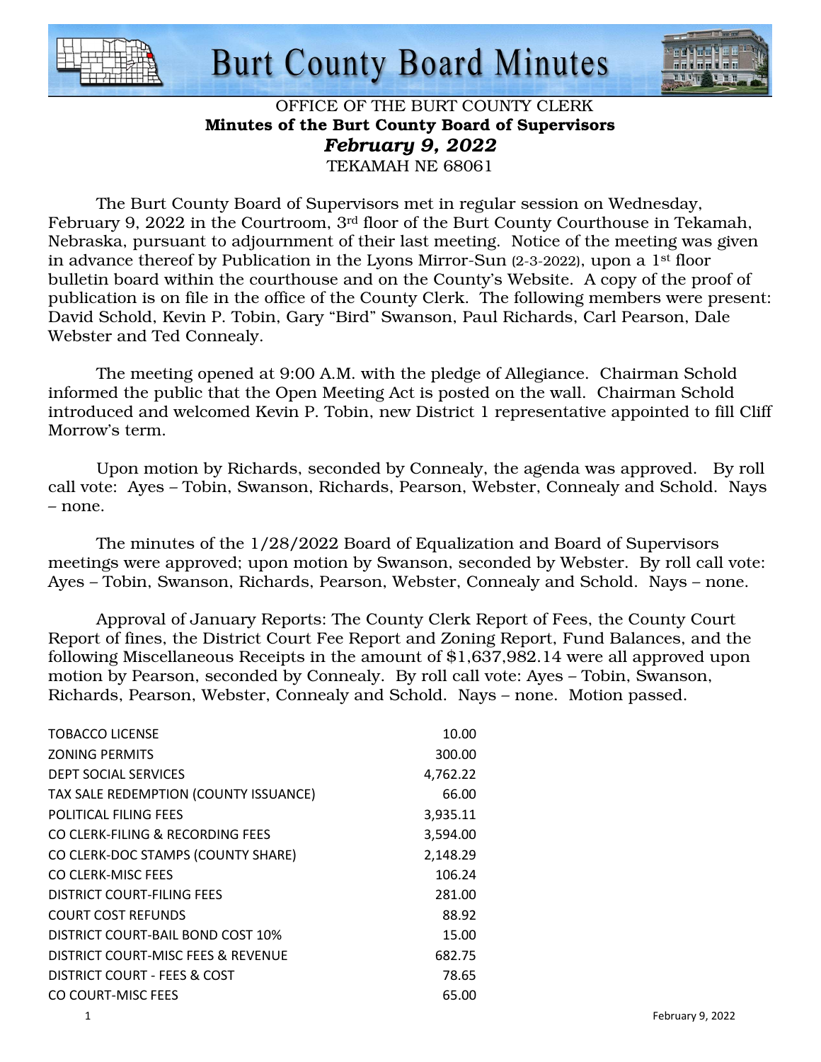# Burt County Board Minutes

OFFICE OF THE BURT COUNTY CLERK
**Minutes of the Burt County Board of Supervisors**
***February 9, 2022***
TEKAMAH NE 68061

The Burt County Board of Supervisors met in regular session on Wednesday, February 9, 2022 in the Courtroom, 3rd floor of the Burt County Courthouse in Tekamah, Nebraska, pursuant to adjournment of their last meeting. Notice of the meeting was given in advance thereof by Publication in the Lyons Mirror-Sun (2-3-2022), upon a 1st floor bulletin board within the courthouse and on the County's Website. A copy of the proof of publication is on file in the office of the County Clerk. The following members were present: David Schold, Kevin P. Tobin, Gary "Bird" Swanson, Paul Richards, Carl Pearson, Dale Webster and Ted Connealy.

The meeting opened at 9:00 A.M. with the pledge of Allegiance. Chairman Schold informed the public that the Open Meeting Act is posted on the wall. Chairman Schold introduced and welcomed Kevin P. Tobin, new District 1 representative appointed to fill Cliff Morrow's term.

Upon motion by Richards, seconded by Connealy, the agenda was approved. By roll call vote: Ayes – Tobin, Swanson, Richards, Pearson, Webster, Connealy and Schold. Nays – none.

The minutes of the 1/28/2022 Board of Equalization and Board of Supervisors meetings were approved; upon motion by Swanson, seconded by Webster. By roll call vote: Ayes – Tobin, Swanson, Richards, Pearson, Webster, Connealy and Schold. Nays – none.

Approval of January Reports: The County Clerk Report of Fees, the County Court Report of fines, the District Court Fee Report and Zoning Report, Fund Balances, and the following Miscellaneous Receipts in the amount of $1,637,982.14 were all approved upon motion by Pearson, seconded by Connealy. By roll call vote: Ayes – Tobin, Swanson, Richards, Pearson, Webster, Connealy and Schold. Nays – none. Motion passed.

| | |
|---|---|
| TOBACCO LICENSE | 10.00 |
| ZONING PERMITS | 300.00 |
| DEPT SOCIAL SERVICES | 4,762.22 |
| TAX SALE REDEMPTION (COUNTY ISSUANCE) | 66.00 |
| POLITICAL FILING FEES | 3,935.11 |
| CO CLERK-FILING & RECORDING FEES | 3,594.00 |
| CO CLERK-DOC STAMPS (COUNTY SHARE) | 2,148.29 |
| CO CLERK-MISC FEES | 106.24 |
| DISTRICT COURT-FILING FEES | 281.00 |
| COURT COST REFUNDS | 88.92 |
| DISTRICT COURT-BAIL BOND COST 10% | 15.00 |
| DISTRICT COURT-MISC FEES & REVENUE | 682.75 |
| DISTRICT COURT - FEES & COST | 78.65 |
| CO COURT-MISC FEES | 65.00 |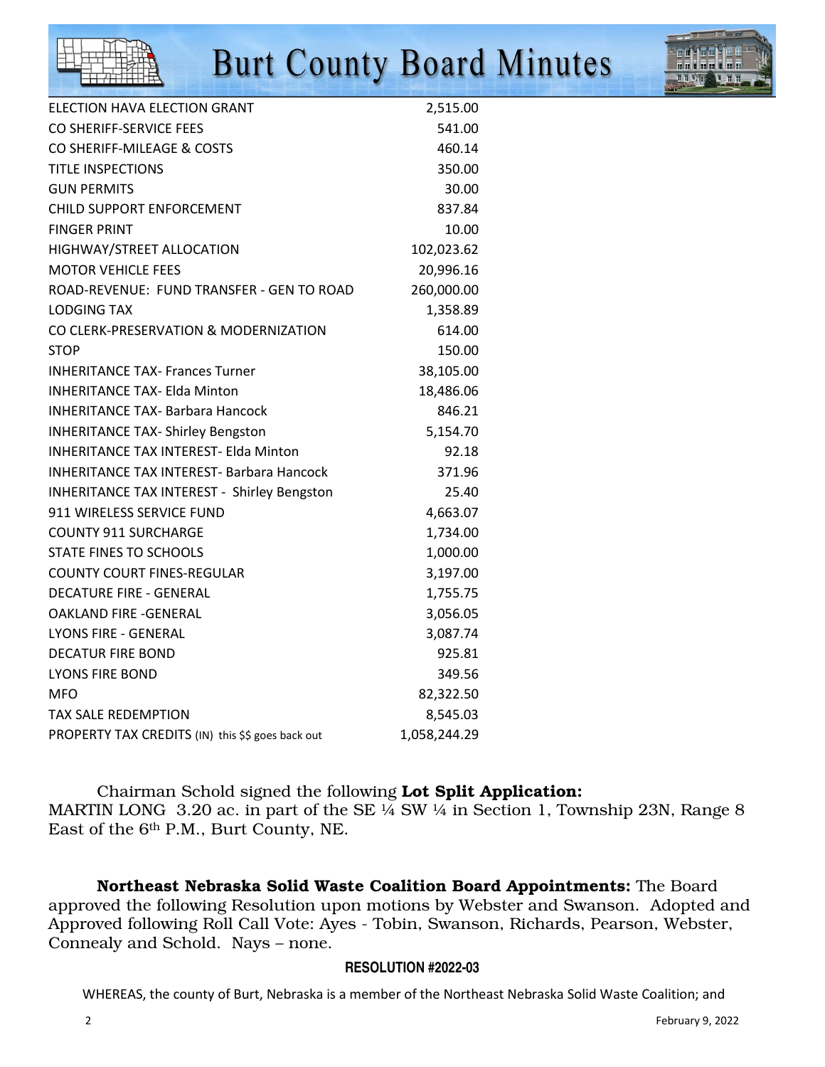| | |
|---|---|
| ELECTION HAVA ELECTION GRANT | 2,515.00 |
| CO SHERIFF-SERVICE FEES | 541.00 |
| CO SHERIFF-MILEAGE & COSTS | 460.14 |
| TITLE INSPECTIONS | 350.00 |
| GUN PERMITS | 30.00 |
| CHILD SUPPORT ENFORCEMENT | 837.84 |
| FINGER PRINT | 10.00 |
| HIGHWAY/STREET ALLOCATION | 102,023.62 |
| MOTOR VEHICLE FEES | 20,996.16 |
| ROAD-REVENUE: FUND TRANSFER - GEN TO ROAD | 260,000.00 |
| LODGING TAX | 1,358.89 |
| CO CLERK-PRESERVATION & MODERNIZATION | 614.00 |
| STOP | 150.00 |
| INHERITANCE TAX- Frances Turner | 38,105.00 |
| INHERITANCE TAX- Elda Minton | 18,486.06 |
| INHERITANCE TAX- Barbara Hancock | 846.21 |
| INHERITANCE TAX- Shirley Bengston | 5,154.70 |
| INHERITANCE TAX INTEREST- Elda Minton | 92.18 |
| INHERITANCE TAX INTEREST- Barbara Hancock | 371.96 |
| INHERITANCE TAX INTEREST - Shirley Bengston | 25.40 |
| 911 WIRELESS SERVICE FUND | 4,663.07 |
| COUNTY 911 SURCHARGE | 1,734.00 |
| STATE FINES TO SCHOOLS | 1,000.00 |
| COUNTY COURT FINES-REGULAR | 3,197.00 |
| DECATURE FIRE - GENERAL | 1,755.75 |
| OAKLAND FIRE -GENERAL | 3,056.05 |
| LYONS FIRE - GENERAL | 3,087.74 |
| DECATUR FIRE BOND | 925.81 |
| LYONS FIRE BOND | 349.56 |
| MFO | 82,322.50 |
| TAX SALE REDEMPTION | 8,545.03 |
| PROPERTY TAX CREDITS (IN) this $$ goes back out | 1,058,244.29 |

Chairman Schold signed the following **Lot Split Application:**
MARTIN LONG 3.20 ac. in part of the SE ¼ SW ¼ in Section 1, Township 23N, Range 8 East of the 6th P.M., Burt County, NE.

**Northeast Nebraska Solid Waste Coalition Board Appointments:** The Board approved the following Resolution upon motions by Webster and Swanson. Adopted and Approved following Roll Call Vote: Ayes - Tobin, Swanson, Richards, Pearson, Webster, Connealy and Schold. Nays – none.

**RESOLUTION #2022-03**

WHEREAS, the county of Burt, Nebraska is a member of the Northeast Nebraska Solid Waste Coalition; and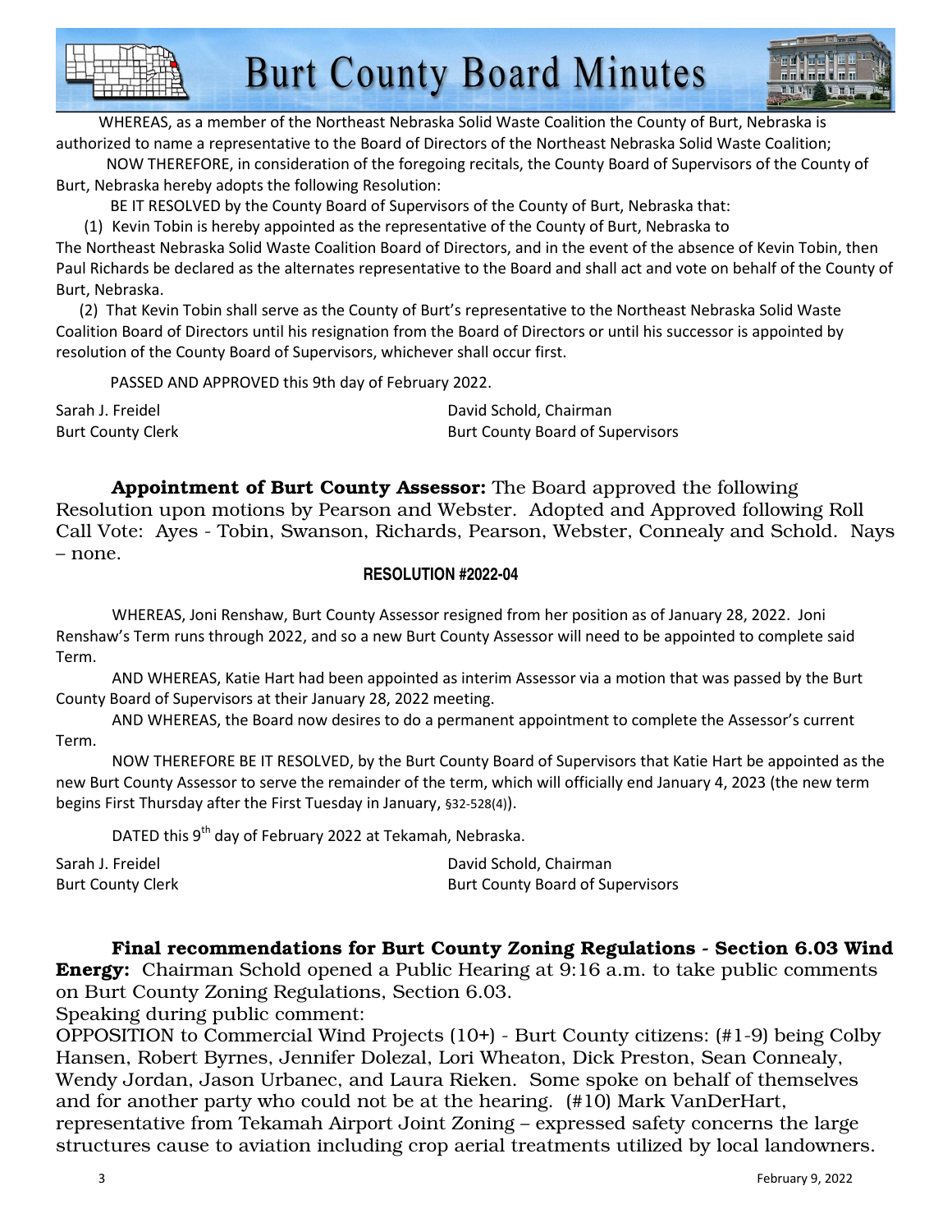WHEREAS, as a member of the Northeast Nebraska Solid Waste Coalition the County of Burt, Nebraska is authorized to name a representative to the Board of Directors of the Northeast Nebraska Solid Waste Coalition;

NOW THEREFORE, in consideration of the foregoing recitals, the County Board of Supervisors of the County of Burt, Nebraska hereby adopts the following Resolution:

BE IT RESOLVED by the County Board of Supervisors of the County of Burt, Nebraska that:

(1) Kevin Tobin is hereby appointed as the representative of the County of Burt, Nebraska to The Northeast Nebraska Solid Waste Coalition Board of Directors, and in the event of the absence of Kevin Tobin, then Paul Richards be declared as the alternates representative to the Board and shall act and vote on behalf of the County of Burt, Nebraska.

(2) That Kevin Tobin shall serve as the County of Burt's representative to the Northeast Nebraska Solid Waste Coalition Board of Directors until his resignation from the Board of Directors or until his successor is appointed by resolution of the County Board of Supervisors, whichever shall occur first.

PASSED AND APPROVED this 9th day of February 2022.

Sarah J. Freidel
Burt County Clerk

David Schold, Chairman
Burt County Board of Supervisors

**Appointment of Burt County Assessor:** The Board approved the following Resolution upon motions by Pearson and Webster. Adopted and Approved following Roll Call Vote: Ayes - Tobin, Swanson, Richards, Pearson, Webster, Connealy and Schold. Nays – none.

**RESOLUTION #2022-04**

WHEREAS, Joni Renshaw, Burt County Assessor resigned from her position as of January 28, 2022. Joni Renshaw's Term runs through 2022, and so a new Burt County Assessor will need to be appointed to complete said Term.

AND WHEREAS, Katie Hart had been appointed as interim Assessor via a motion that was passed by the Burt County Board of Supervisors at their January 28, 2022 meeting.

AND WHEREAS, the Board now desires to do a permanent appointment to complete the Assessor's current Term.

NOW THEREFORE BE IT RESOLVED, by the Burt County Board of Supervisors that Katie Hart be appointed as the new Burt County Assessor to serve the remainder of the term, which will officially end January 4, 2023 (the new term begins First Thursday after the First Tuesday in January, §32-528(4)).

DATED this 9th day of February 2022 at Tekamah, Nebraska.

Sarah J. Freidel
Burt County Clerk

David Schold, Chairman
Burt County Board of Supervisors

**Final recommendations for Burt County Zoning Regulations - Section 6.03 Wind Energy:** Chairman Schold opened a Public Hearing at 9:16 a.m. to take public comments on Burt County Zoning Regulations, Section 6.03.

Speaking during public comment:

OPPOSITION to Commercial Wind Projects (10+) - Burt County citizens: (#1-9) being Colby Hansen, Robert Byrnes, Jennifer Dolezal, Lori Wheaton, Dick Preston, Sean Connealy, Wendy Jordan, Jason Urbanec, and Laura Rieken. Some spoke on behalf of themselves and for another party who could not be at the hearing. (#10) Mark VanDerHart, representative from Tekamah Airport Joint Zoning – expressed safety concerns the large structures cause to aviation including crop aerial treatments utilized by local landowners.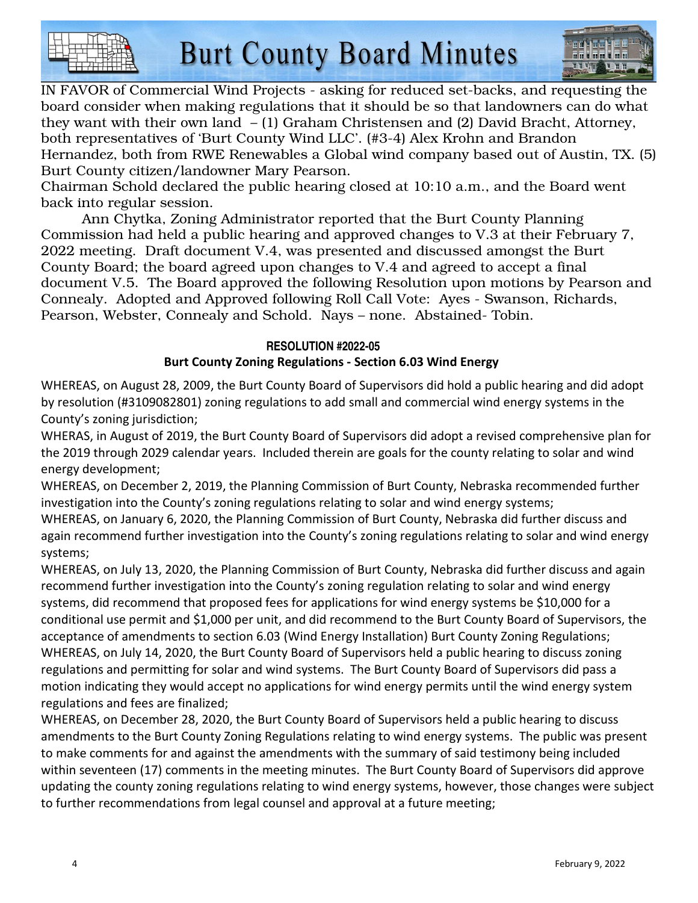IN FAVOR of Commercial Wind Projects - asking for reduced set-backs, and requesting the board consider when making regulations that it should be so that landowners can do what they want with their own land – (1) Graham Christensen and (2) David Bracht, Attorney, both representatives of 'Burt County Wind LLC'. (#3-4) Alex Krohn and Brandon Hernandez, both from RWE Renewables a Global wind company based out of Austin, TX. (5) Burt County citizen/landowner Mary Pearson.

Chairman Schold declared the public hearing closed at 10:10 a.m., and the Board went back into regular session.

Ann Chytka, Zoning Administrator reported that the Burt County Planning Commission had held a public hearing and approved changes to V.3 at their February 7, 2022 meeting. Draft document V.4, was presented and discussed amongst the Burt County Board; the board agreed upon changes to V.4 and agreed to accept a final document V.5. The Board approved the following Resolution upon motions by Pearson and Connealy. Adopted and Approved following Roll Call Vote: Ayes - Swanson, Richards, Pearson, Webster, Connealy and Schold. Nays – none. Abstained- Tobin.

**RESOLUTION #2022-05**

**Burt County Zoning Regulations - Section 6.03 Wind Energy**

WHEREAS, on August 28, 2009, the Burt County Board of Supervisors did hold a public hearing and did adopt by resolution (#3109082801) zoning regulations to add small and commercial wind energy systems in the County's zoning jurisdiction;

WHERAS, in August of 2019, the Burt County Board of Supervisors did adopt a revised comprehensive plan for the 2019 through 2029 calendar years. Included therein are goals for the county relating to solar and wind energy development;

WHEREAS, on December 2, 2019, the Planning Commission of Burt County, Nebraska recommended further investigation into the County's zoning regulations relating to solar and wind energy systems;

WHEREAS, on January 6, 2020, the Planning Commission of Burt County, Nebraska did further discuss and again recommend further investigation into the County's zoning regulations relating to solar and wind energy systems;

WHEREAS, on July 13, 2020, the Planning Commission of Burt County, Nebraska did further discuss and again recommend further investigation into the County's zoning regulation relating to solar and wind energy systems, did recommend that proposed fees for applications for wind energy systems be $10,000 for a conditional use permit and $1,000 per unit, and did recommend to the Burt County Board of Supervisors, the acceptance of amendments to section 6.03 (Wind Energy Installation) Burt County Zoning Regulations;

WHEREAS, on July 14, 2020, the Burt County Board of Supervisors held a public hearing to discuss zoning regulations and permitting for solar and wind systems. The Burt County Board of Supervisors did pass a motion indicating they would accept no applications for wind energy permits until the wind energy system regulations and fees are finalized;

WHEREAS, on December 28, 2020, the Burt County Board of Supervisors held a public hearing to discuss amendments to the Burt County Zoning Regulations relating to wind energy systems. The public was present to make comments for and against the amendments with the summary of said testimony being included within seventeen (17) comments in the meeting minutes. The Burt County Board of Supervisors did approve updating the county zoning regulations relating to wind energy systems, however, those changes were subject to further recommendations from legal counsel and approval at a future meeting;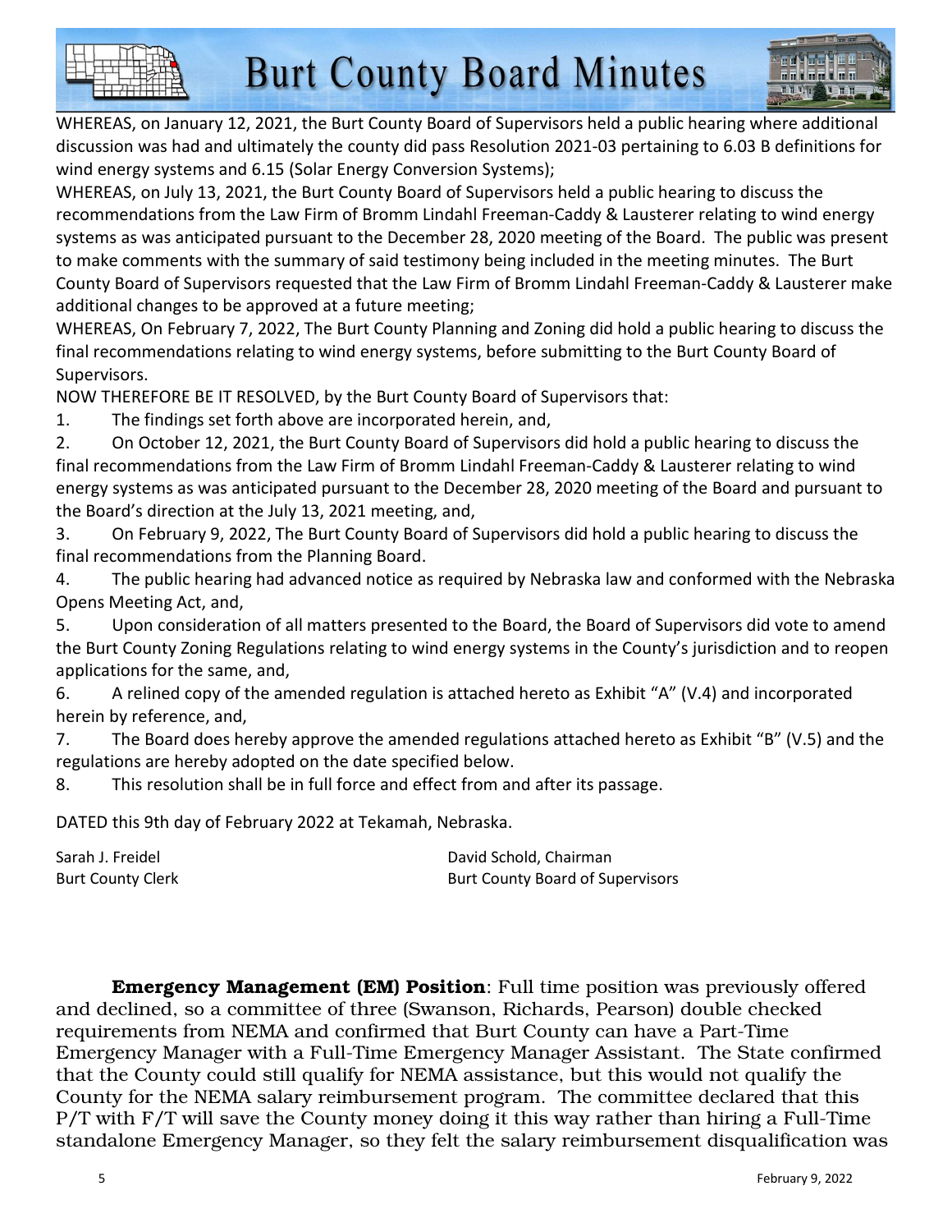WHEREAS, on January 12, 2021, the Burt County Board of Supervisors held a public hearing where additional discussion was had and ultimately the county did pass Resolution 2021-03 pertaining to 6.03 B definitions for wind energy systems and 6.15 (Solar Energy Conversion Systems);

WHEREAS, on July 13, 2021, the Burt County Board of Supervisors held a public hearing to discuss the recommendations from the Law Firm of Bromm Lindahl Freeman-Caddy & Lausterer relating to wind energy systems as was anticipated pursuant to the December 28, 2020 meeting of the Board. The public was present to make comments with the summary of said testimony being included in the meeting minutes. The Burt County Board of Supervisors requested that the Law Firm of Bromm Lindahl Freeman-Caddy & Lausterer make additional changes to be approved at a future meeting;

WHEREAS, On February 7, 2022, The Burt County Planning and Zoning did hold a public hearing to discuss the final recommendations relating to wind energy systems, before submitting to the Burt County Board of Supervisors.

NOW THEREFORE BE IT RESOLVED, by the Burt County Board of Supervisors that:

1. The findings set forth above are incorporated herein, and,
2. On October 12, 2021, the Burt County Board of Supervisors did hold a public hearing to discuss the final recommendations from the Law Firm of Bromm Lindahl Freeman-Caddy & Lausterer relating to wind energy systems as was anticipated pursuant to the December 28, 2020 meeting of the Board and pursuant to the Board's direction at the July 13, 2021 meeting, and,
3. On February 9, 2022, The Burt County Board of Supervisors did hold a public hearing to discuss the final recommendations from the Planning Board.
4. The public hearing had advanced notice as required by Nebraska law and conformed with the Nebraska Opens Meeting Act, and,
5. Upon consideration of all matters presented to the Board, the Board of Supervisors did vote to amend the Burt County Zoning Regulations relating to wind energy systems in the County's jurisdiction and to reopen applications for the same, and,
6. A relined copy of the amended regulation is attached hereto as Exhibit "A" (V.4) and incorporated herein by reference, and,
7. The Board does hereby approve the amended regulations attached hereto as Exhibit "B" (V.5) and the regulations are hereby adopted on the date specified below.
8. This resolution shall be in full force and effect from and after its passage.

DATED this 9th day of February 2022 at Tekamah, Nebraska.

Sarah J. Freidel
Burt County Clerk

David Schold, Chairman
Burt County Board of Supervisors

**Emergency Management (EM) Position**: Full time position was previously offered and declined, so a committee of three (Swanson, Richards, Pearson) double checked requirements from NEMA and confirmed that Burt County can have a Part-Time Emergency Manager with a Full-Time Emergency Manager Assistant. The State confirmed that the County could still qualify for NEMA assistance, but this would not qualify the County for the NEMA salary reimbursement program. The committee declared that this P/T with F/T will save the County money doing it this way rather than hiring a Full-Time standalone Emergency Manager, so they felt the salary reimbursement disqualification was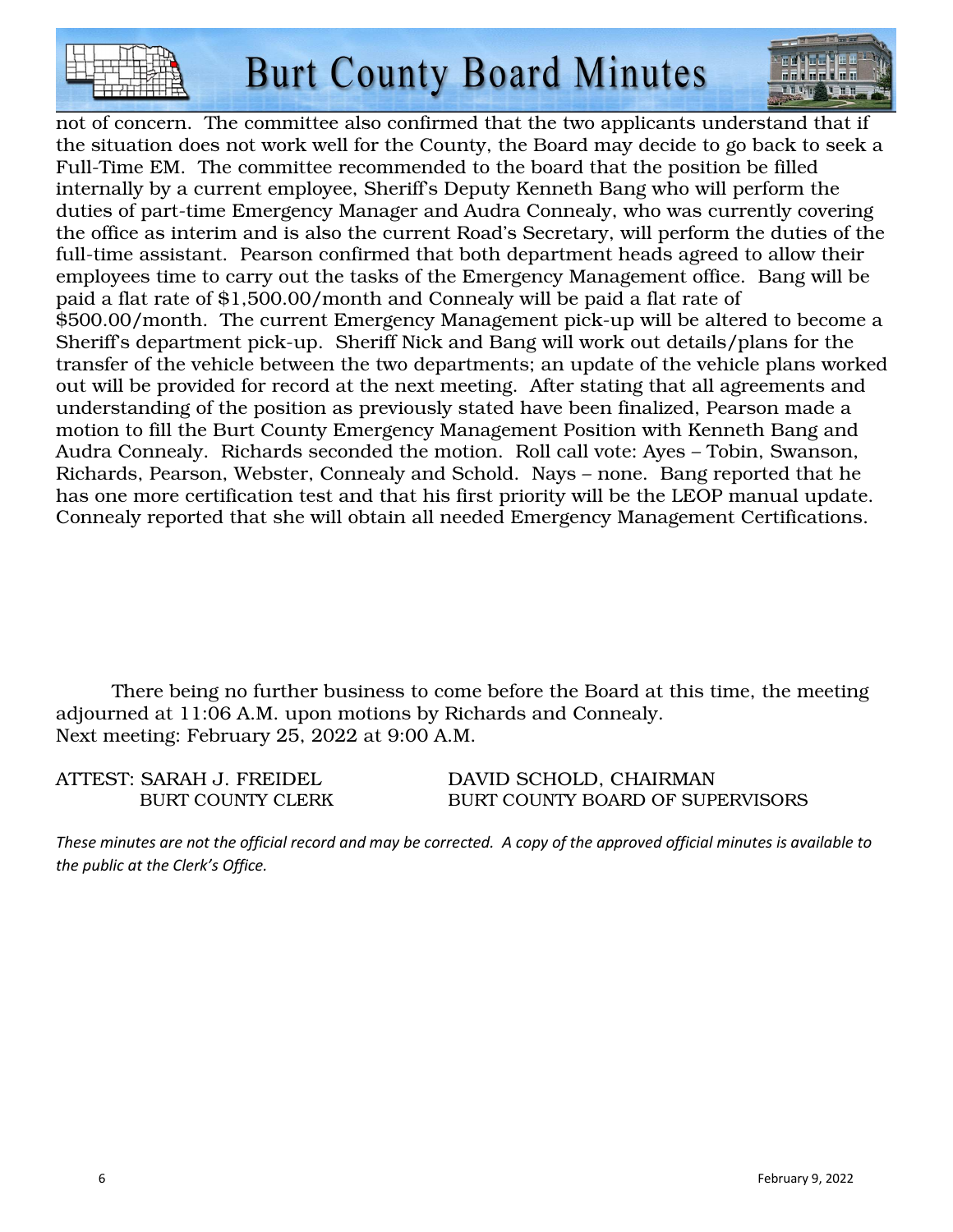not of concern. The committee also confirmed that the two applicants understand that if the situation does not work well for the County, the Board may decide to go back to seek a Full-Time EM. The committee recommended to the board that the position be filled internally by a current employee, Sheriff's Deputy Kenneth Bang who will perform the duties of part-time Emergency Manager and Audra Connealy, who was currently covering the office as interim and is also the current Road's Secretary, will perform the duties of the full-time assistant. Pearson confirmed that both department heads agreed to allow their employees time to carry out the tasks of the Emergency Management office. Bang will be paid a flat rate of $1,500.00/month and Connealy will be paid a flat rate of $500.00/month. The current Emergency Management pick-up will be altered to become a Sheriff's department pick-up. Sheriff Nick and Bang will work out details/plans for the transfer of the vehicle between the two departments; an update of the vehicle plans worked out will be provided for record at the next meeting. After stating that all agreements and understanding of the position as previously stated have been finalized, Pearson made a motion to fill the Burt County Emergency Management Position with Kenneth Bang and Audra Connealy. Richards seconded the motion. Roll call vote: Ayes – Tobin, Swanson, Richards, Pearson, Webster, Connealy and Schold. Nays – none. Bang reported that he has one more certification test and that his first priority will be the LEOP manual update. Connealy reported that she will obtain all needed Emergency Management Certifications.

There being no further business to come before the Board at this time, the meeting adjourned at 11:06 A.M. upon motions by Richards and Connealy.
Next meeting: February 25, 2022 at 9:00 A.M.

ATTEST: SARAH J. FREIDEL
BURT COUNTY CLERK

DAVID SCHOLD, CHAIRMAN
BURT COUNTY BOARD OF SUPERVISORS

*These minutes are not the official record and may be corrected. A copy of the approved official minutes is available to the public at the Clerk's Office.*